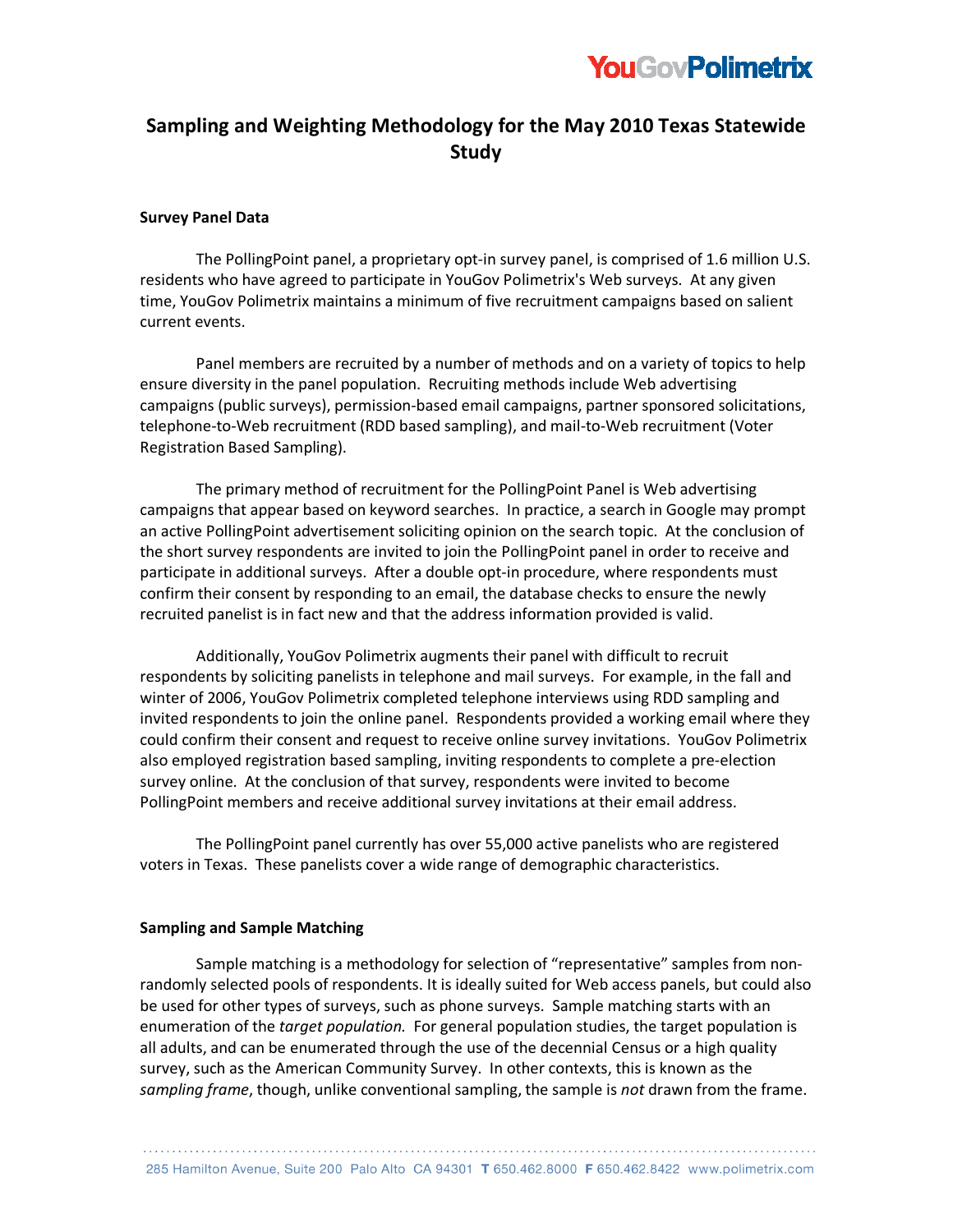# Sampling and Weighting Methodology for the May 2010 Texas Statewide Study

### Survey Panel Data

The PollingPoint panel, a proprietary opt-in survey panel, is comprised of 1.6 million U.S. residents who have agreed to participate in YouGov Polimetrix's Web surveys. At any given time, YouGov Polimetrix maintains a minimum of five recruitment campaigns based on salient current events.

Panel members are recruited by a number of methods and on a variety of topics to help ensure diversity in the panel population. Recruiting methods include Web advertising campaigns (public surveys), permission-based email campaigns, partner sponsored solicitations, telephone-to-Web recruitment (RDD based sampling), and mail-to-Web recruitment (Voter Registration Based Sampling).

The primary method of recruitment for the PollingPoint Panel is Web advertising campaigns that appear based on keyword searches. In practice, a search in Google may prompt an active PollingPoint advertisement soliciting opinion on the search topic. At the conclusion of the short survey respondents are invited to join the PollingPoint panel in order to receive and participate in additional surveys. After a double opt-in procedure, where respondents must confirm their consent by responding to an email, the database checks to ensure the newly recruited panelist is in fact new and that the address information provided is valid.

Additionally, YouGov Polimetrix augments their panel with difficult to recruit respondents by soliciting panelists in telephone and mail surveys. For example, in the fall and winter of 2006, YouGov Polimetrix completed telephone interviews using RDD sampling and invited respondents to join the online panel. Respondents provided a working email where they could confirm their consent and request to receive online survey invitations. YouGov Polimetrix also employed registration based sampling, inviting respondents to complete a pre-election survey online. At the conclusion of that survey, respondents were invited to become PollingPoint members and receive additional survey invitations at their email address.

The PollingPoint panel currently has over 55,000 active panelists who are registered voters in Texas. These panelists cover a wide range of demographic characteristics.

### Sampling and Sample Matching

Sample matching is a methodology for selection of "representative" samples from non-randomly selected pools of respondents. It is ideally suited for Web access panels, but could also be used for other types of surveys, such as phone surveys. Sample matching starts with an enumeration of the *target population.* For general population studies, the target population is all adults, and can be enumerated through the use of the decennial Census or a high quality survey, such as the American Community Survey. In other contexts, this is known as the *sampling frame*, though, unlike conventional sampling, the sample is *not* drawn from the frame.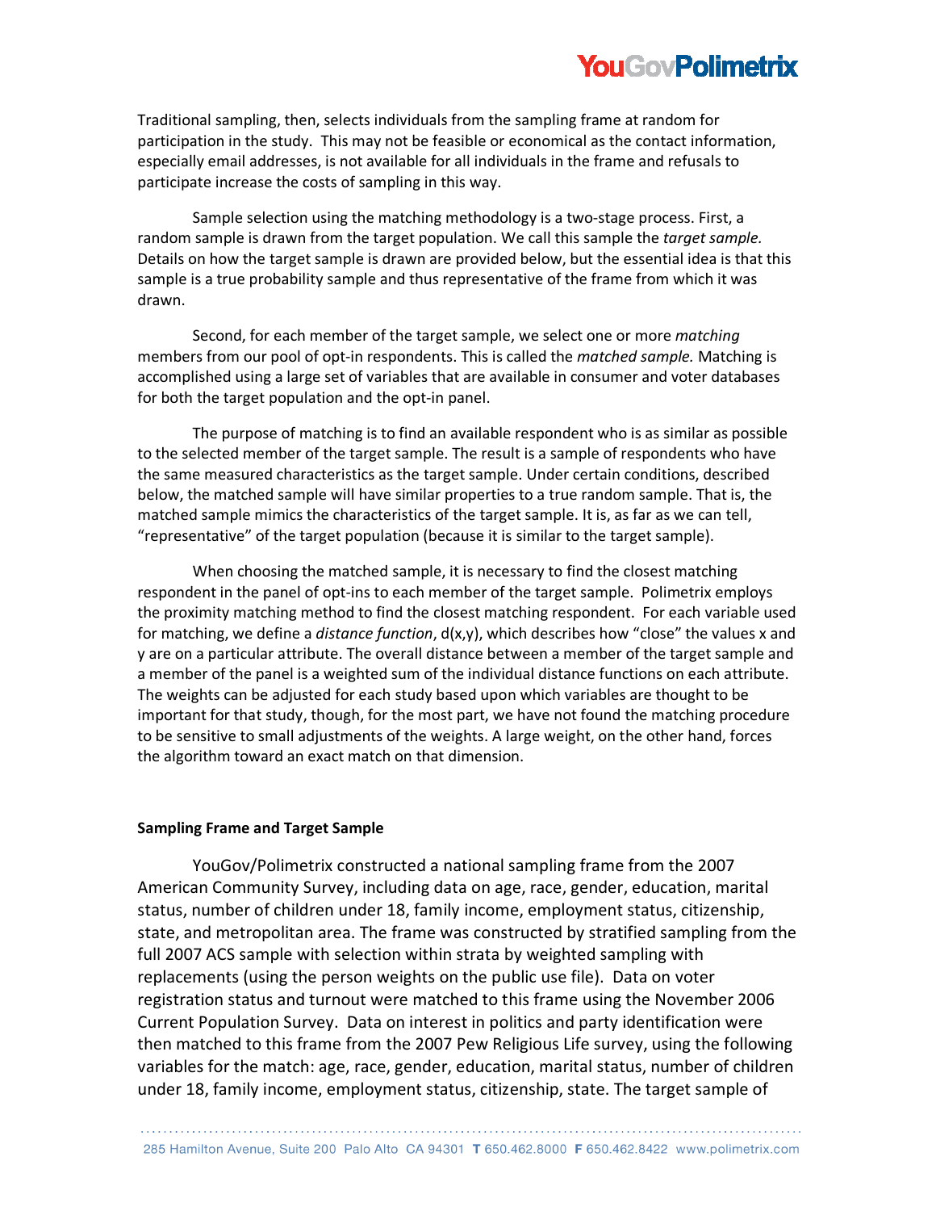Traditional sampling, then, selects individuals from the sampling frame at random for participation in the study. This may not be feasible or economical as the contact information, especially email addresses, is not available for all individuals in the frame and refusals to participate increase the costs of sampling in this way.

Sample selection using the matching methodology is a two-stage process. First, a random sample is drawn from the target population. We call this sample the *target sample.* Details on how the target sample is drawn are provided below, but the essential idea is that this sample is a true probability sample and thus representative of the frame from which it was drawn.

Second, for each member of the target sample, we select one or more *matching* members from our pool of opt-in respondents. This is called the *matched sample.* Matching is accomplished using a large set of variables that are available in consumer and voter databases for both the target population and the opt-in panel.

The purpose of matching is to find an available respondent who is as similar as possible to the selected member of the target sample. The result is a sample of respondents who have the same measured characteristics as the target sample. Under certain conditions, described below, the matched sample will have similar properties to a true random sample. That is, the matched sample mimics the characteristics of the target sample. It is, as far as we can tell, "representative" of the target population (because it is similar to the target sample).

When choosing the matched sample, it is necessary to find the closest matching respondent in the panel of opt-ins to each member of the target sample. Polimetrix employs the proximity matching method to find the closest matching respondent. For each variable used for matching, we define a *distance function*, d(x,y), which describes how "close" the values x and y are on a particular attribute. The overall distance between a member of the target sample and a member of the panel is a weighted sum of the individual distance functions on each attribute. The weights can be adjusted for each study based upon which variables are thought to be important for that study, though, for the most part, we have not found the matching procedure to be sensitive to small adjustments of the weights. A large weight, on the other hand, forces the algorithm toward an exact match on that dimension.

**Sampling Frame and Target Sample**

YouGov/Polimetrix constructed a national sampling frame from the 2007 American Community Survey, including data on age, race, gender, education, marital status, number of children under 18, family income, employment status, citizenship, state, and metropolitan area. The frame was constructed by stratified sampling from the full 2007 ACS sample with selection within strata by weighted sampling with replacements (using the person weights on the public use file). Data on voter registration status and turnout were matched to this frame using the November 2006 Current Population Survey. Data on interest in politics and party identification were then matched to this frame from the 2007 Pew Religious Life survey, using the following variables for the match: age, race, gender, education, marital status, number of children under 18, family income, employment status, citizenship, state. The target sample of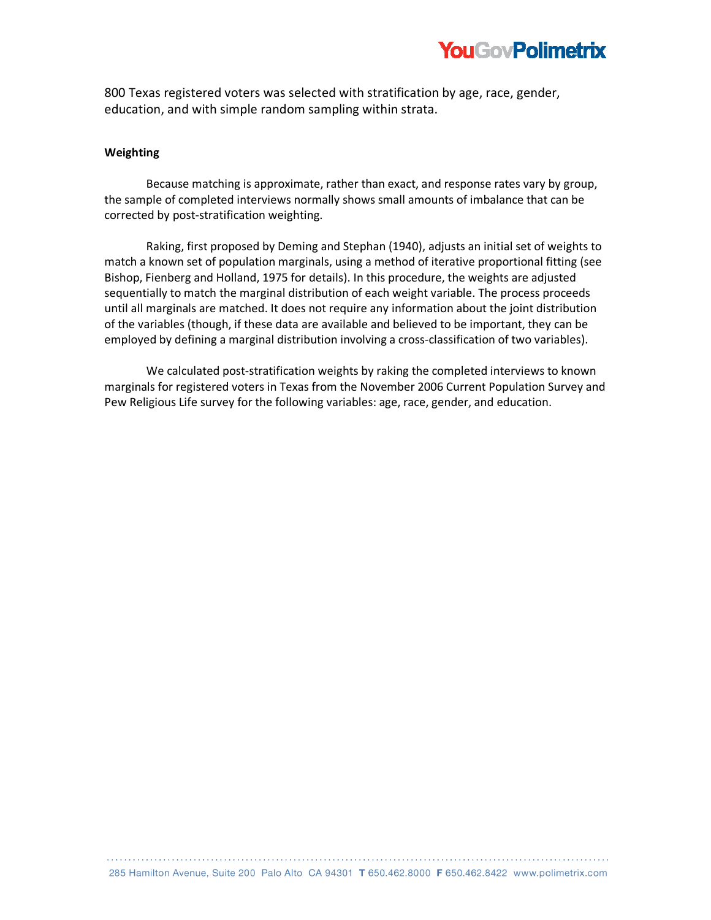800 Texas registered voters was selected with stratification by age, race, gender, education, and with simple random sampling within strata.

**Weighting**

Because matching is approximate, rather than exact, and response rates vary by group, the sample of completed interviews normally shows small amounts of imbalance that can be corrected by post-stratification weighting.

Raking, first proposed by Deming and Stephan (1940), adjusts an initial set of weights to match a known set of population marginals, using a method of iterative proportional fitting (see Bishop, Fienberg and Holland, 1975 for details). In this procedure, the weights are adjusted sequentially to match the marginal distribution of each weight variable. The process proceeds until all marginals are matched. It does not require any information about the joint distribution of the variables (though, if these data are available and believed to be important, they can be employed by defining a marginal distribution involving a cross-classification of two variables).

We calculated post-stratification weights by raking the completed interviews to known marginals for registered voters in Texas from the November 2006 Current Population Survey and Pew Religious Life survey for the following variables: age, race, gender, and education.